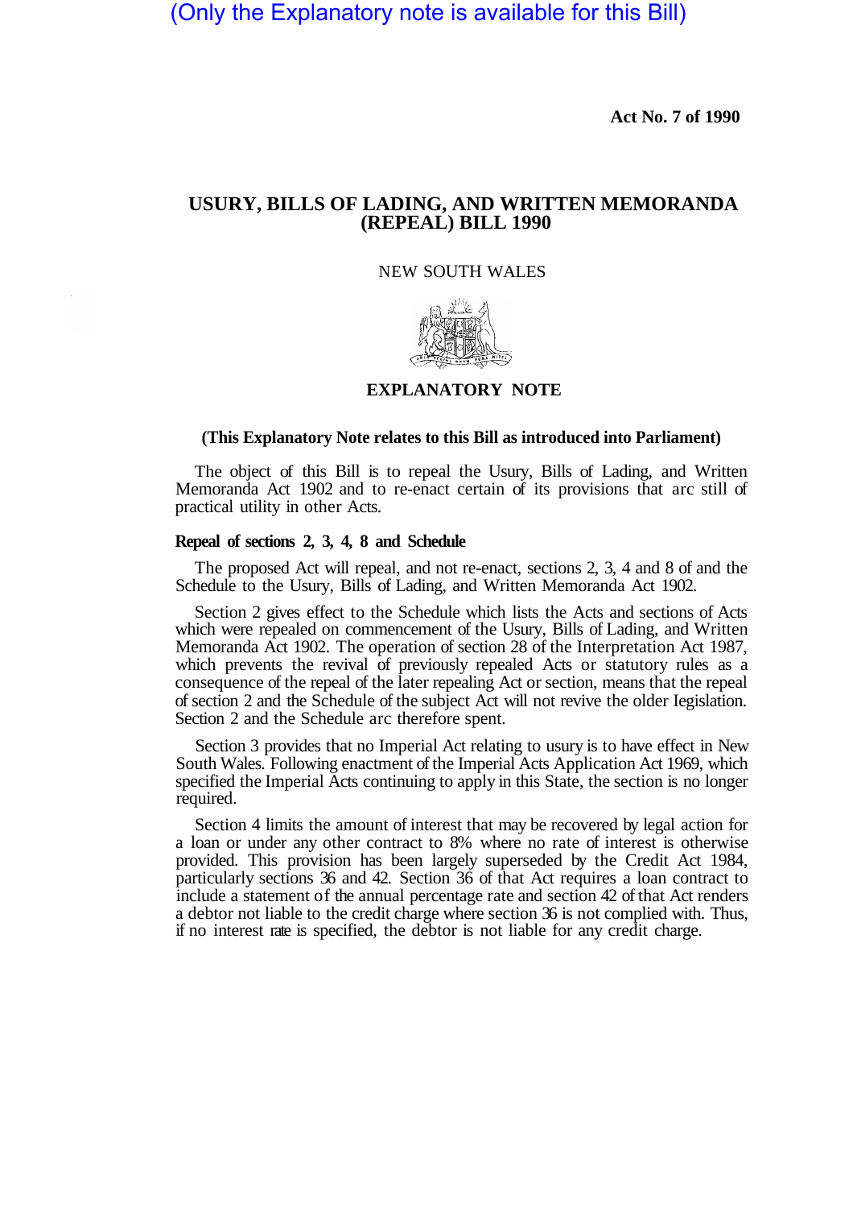(Only the Explanatory note is available for this Bill)

**Act No. 7 of 1990**

# USURY, BILLS OF LADING, AND WRITTEN MEMORANDA (REPEAL) BILL 1990

NEW SOUTH WALES

## EXPLANATORY NOTE

**(This Explanatory Note relates to this Bill as introduced into Parliament)**

The object of this Bill is to repeal the Usury, Bills of Lading, and Written Memoranda Act 1902 and to re-enact certain of its provisions that arc still of practical utility in other Acts.

### Repeal of sections 2, 3, 4, 8 and Schedule

The proposed Act will repeal, and not re-enact, sections 2, 3, 4 and 8 of and the Schedule to the Usury, Bills of Lading, and Written Memoranda Act 1902.

Section 2 gives effect to the Schedule which lists the Acts and sections of Acts which were repealed on commencement of the Usury, Bills of Lading, and Written Memoranda Act 1902. The operation of section 28 of the Interpretation Act 1987, which prevents the revival of previously repealed Acts or statutory rules as a consequence of the repeal of the later repealing Act or section, means that the repeal of section 2 and the Schedule of the subject Act will not revive the older Iegislation. Section 2 and the Schedule arc therefore spent.

Section 3 provides that no Imperial Act relating to usury is to have effect in New South Wales. Following enactment of the Imperial Acts Application Act 1969, which specified the Imperial Acts continuing to apply in this State, the section is no longer required.

Section 4 limits the amount of interest that may be recovered by legal action for a loan or under any other contract to 8% where no rate of interest is otherwise provided. This provision has been largely superseded by the Credit Act 1984, particularly sections 36 and 42. Section 36 of that Act requires a loan contract to include a statement of the annual percentage rate and section 42 of that Act renders a debtor not liable to the credit charge where section 36 is not complied with. Thus, if no interest rate is specified, the debtor is not liable for any credit charge.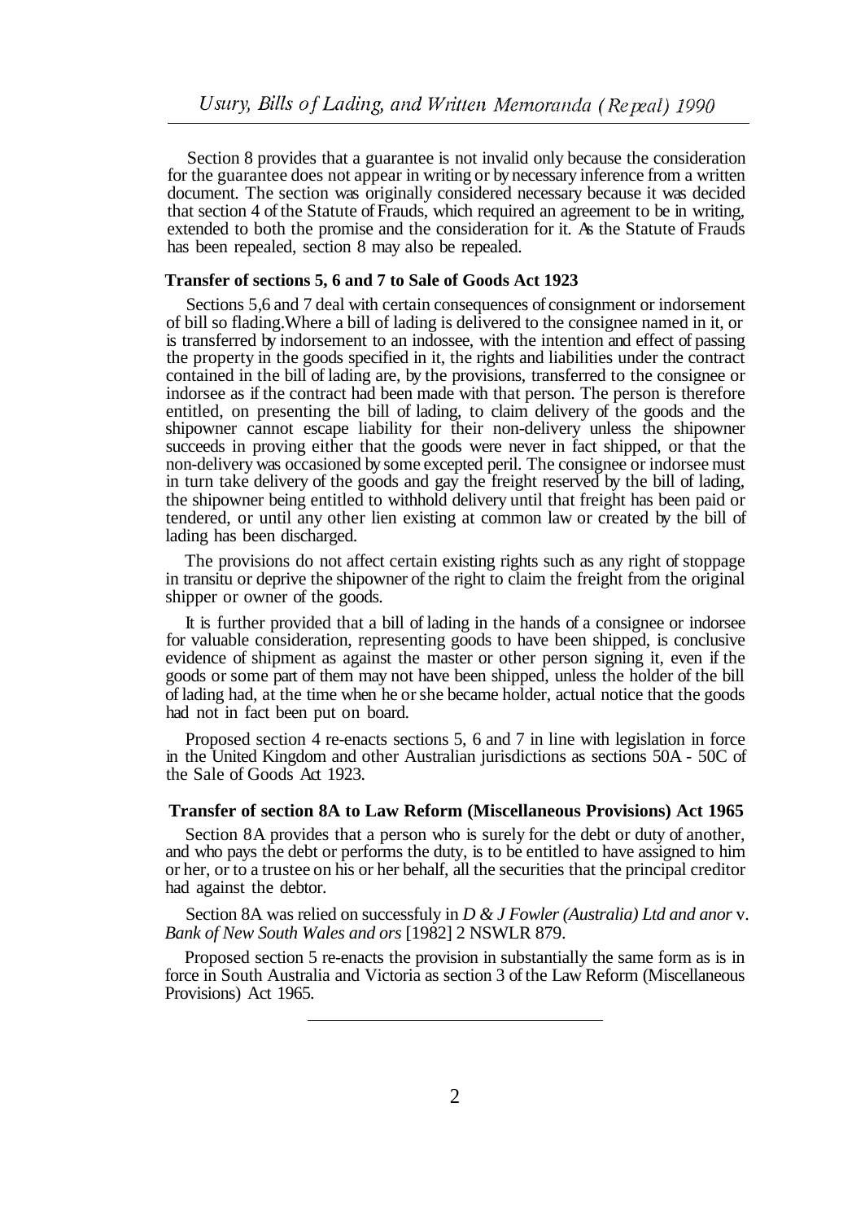Section 8 provides that a guarantee is not invalid only because the consideration for the guarantee does not appear in writing or by necessary inference from a written document. The section was originally considered necessary because it was decided that section 4 of the Statute of Frauds, which required an agreement to be in writing, extended to both the promise and the consideration for it. As the Statute of Frauds has been repealed, section 8 may also be repealed.

**Transfer of sections 5, 6 and 7 to Sale of Goods Act 1923**

Sections 5,6 and 7 deal with certain consequences of consignment or indorsement of bill so flading.Where a bill of lading is delivered to the consignee named in it, or is transferred by indorsement to an indossee, with the intention and effect of passing the property in the goods specified in it, the rights and liabilities under the contract contained in the bill of lading are, by the provisions, transferred to the consignee or indorsee as if the contract had been made with that person. The person is therefore entitled, on presenting the bill of lading, to claim delivery of the goods and the shipowner cannot escape liability for their non-delivery unless the shipowner succeeds in proving either that the goods were never in fact shipped, or that the non-delivery was occasioned by some excepted peril. The consignee or indorsee must in turn take delivery of the goods and gay the freight reserved by the bill of lading, the shipowner being entitled to withhold delivery until that freight has been paid or tendered, or until any other lien existing at common law or created by the bill of lading has been discharged.

The provisions do not affect certain existing rights such as any right of stoppage in transitu or deprive the shipowner of the right to claim the freight from the original shipper or owner of the goods.

It is further provided that a bill of lading in the hands of a consignee or indorsee for valuable consideration, representing goods to have been shipped, is conclusive evidence of shipment as against the master or other person signing it, even if the goods or some part of them may not have been shipped, unless the holder of the bill of lading had, at the time when he or she became holder, actual notice that the goods had not in fact been put on board.

Proposed section 4 re-enacts sections 5, 6 and 7 in line with legislation in force in the United Kingdom and other Australian jurisdictions as sections 50A - 50C of the Sale of Goods Act 1923.

**Transfer of section 8A to Law Reform (Miscellaneous Provisions) Act 1965**

Section 8A provides that a person who is surely for the debt or duty of another, and who pays the debt or performs the duty, is to be entitled to have assigned to him or her, or to a trustee on his or her behalf, all the securities that the principal creditor had against the debtor.

Section 8A was relied on successfuly in *D & J Fowler (Australia) Ltd and anor* v. *Bank of New South Wales and ors* [1982] 2 NSWLR 879.

Proposed section 5 re-enacts the provision in substantially the same form as is in force in South Australia and Victoria as section 3 of the Law Reform (Miscellaneous Provisions) Act 1965.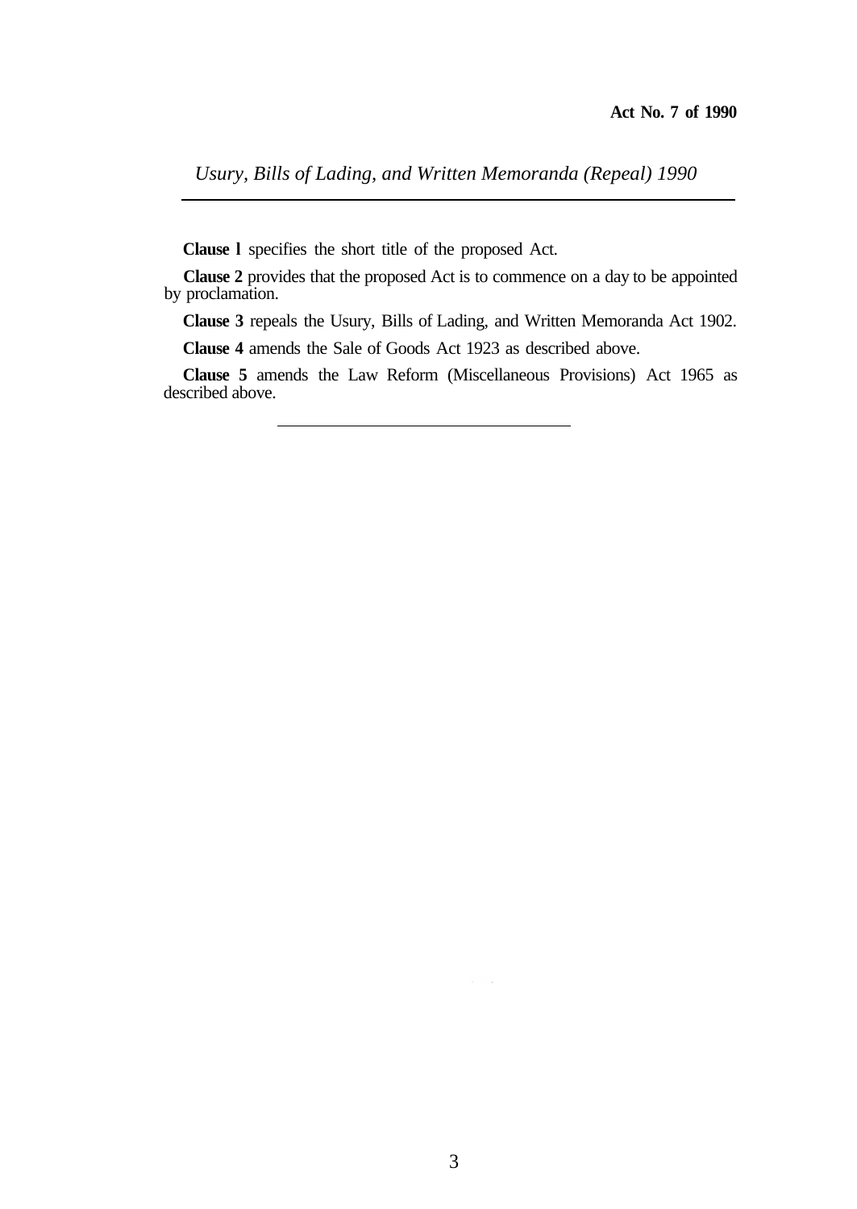**Clause 1** specifies the short title of the proposed Act.

**Clause 2** provides that the proposed Act is to commence on a day to be appointed by proclamation.

**Clause 3** repeals the Usury, Bills of Lading, and Written Memoranda Act 1902.

**Clause 4** amends the Sale of Goods Act 1923 as described above.

**Clause 5** amends the Law Reform (Miscellaneous Provisions) Act 1965 as described above.